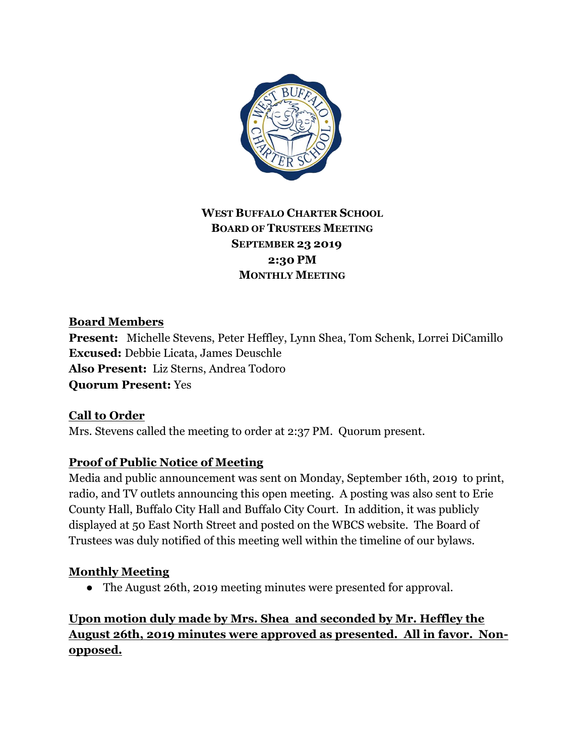# WEST BUFFALO CHARTER SCHOOL
## BOARD OF TRUSTEES MEETING
## SEPTEMBER 23 2019
## 2:30 PM
## MONTHLY MEETING

**Board Members**

**Present:** Michelle Stevens, Peter Heffley, Lynn Shea, Tom Schenk, Lorrei DiCamillo
**Excused:** Debbie Licata, James Deuschle
**Also Present:** Liz Sterns, Andrea Todoro
**Quorum Present:** Yes

**Call to Order**

Mrs. Stevens called the meeting to order at 2:37 PM. Quorum present.

**Proof of Public Notice of Meeting**

Media and public announcement was sent on Monday, September 16th, 2019 to print, radio, and TV outlets announcing this open meeting. A posting was also sent to Erie County Hall, Buffalo City Hall and Buffalo City Court. In addition, it was publicly displayed at 50 East North Street and posted on the WBCS website. The Board of Trustees was duly notified of this meeting well within the timeline of our bylaws.

**Monthly Meeting**

- The August 26th, 2019 meeting minutes were presented for approval.

**Upon motion duly made by Mrs. Shea and seconded by Mr. Heffley the August 26th, 2019 minutes were approved as presented. All in favor. Non-opposed.**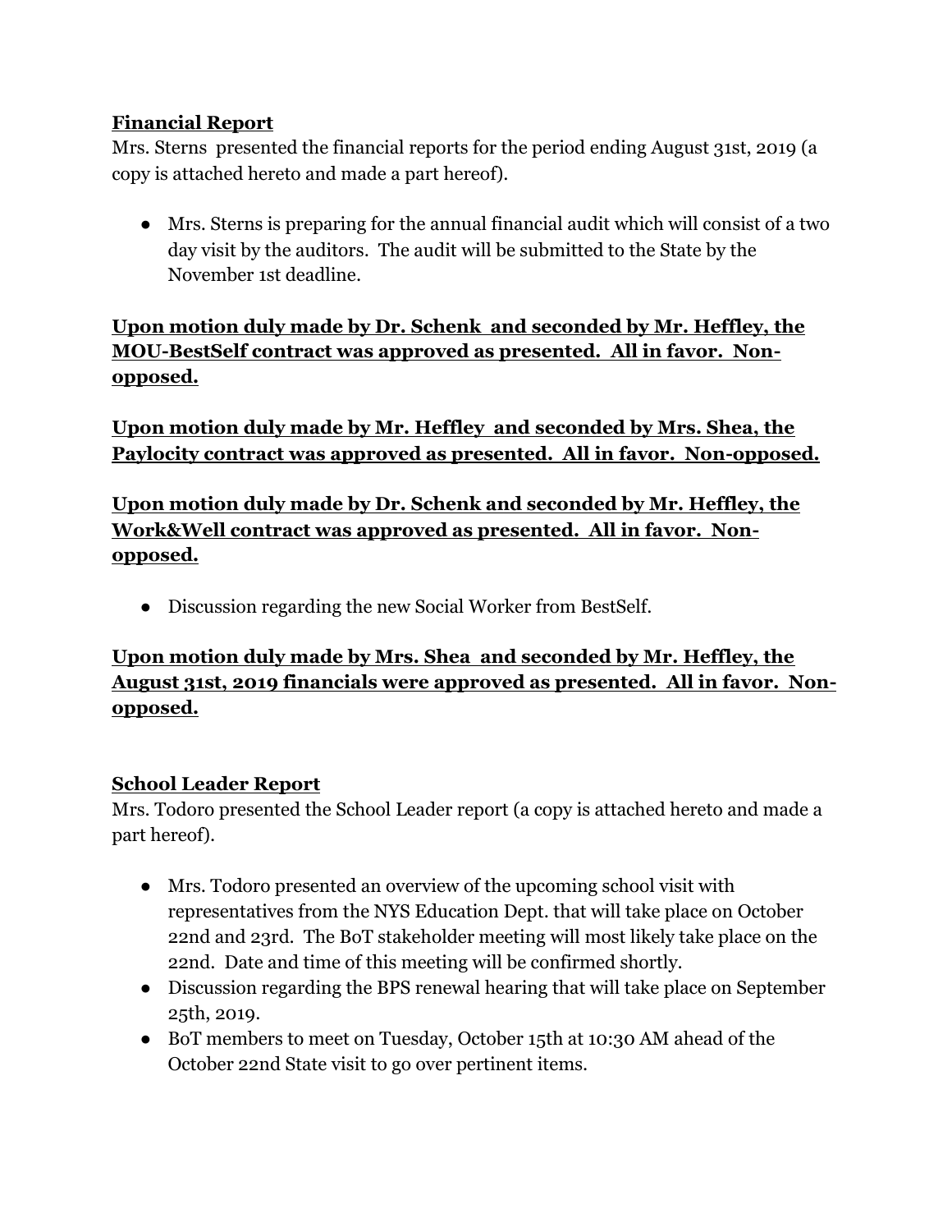**Financial Report**

Mrs. Sterns presented the financial reports for the period ending August 31st, 2019 (a copy is attached hereto and made a part hereof).

- Mrs. Sterns is preparing for the annual financial audit which will consist of a two day visit by the auditors. The audit will be submitted to the State by the November 1st deadline.

**Upon motion duly made by Dr. Schenk and seconded by Mr. Heffley, the MOU-BestSelf contract was approved as presented. All in favor. Non-opposed.**

**Upon motion duly made by Mr. Heffley and seconded by Mrs. Shea, the Paylocity contract was approved as presented. All in favor. Non-opposed.**

**Upon motion duly made by Dr. Schenk and seconded by Mr. Heffley, the Work&Well contract was approved as presented. All in favor. Non-opposed.**

- Discussion regarding the new Social Worker from BestSelf.

**Upon motion duly made by Mrs. Shea and seconded by Mr. Heffley, the August 31st, 2019 financials were approved as presented. All in favor. Non-opposed.**

**School Leader Report**

Mrs. Todoro presented the School Leader report (a copy is attached hereto and made a part hereof).

- Mrs. Todoro presented an overview of the upcoming school visit with representatives from the NYS Education Dept. that will take place on October 22nd and 23rd. The BoT stakeholder meeting will most likely take place on the 22nd. Date and time of this meeting will be confirmed shortly.
- Discussion regarding the BPS renewal hearing that will take place on September 25th, 2019.
- BoT members to meet on Tuesday, October 15th at 10:30 AM ahead of the October 22nd State visit to go over pertinent items.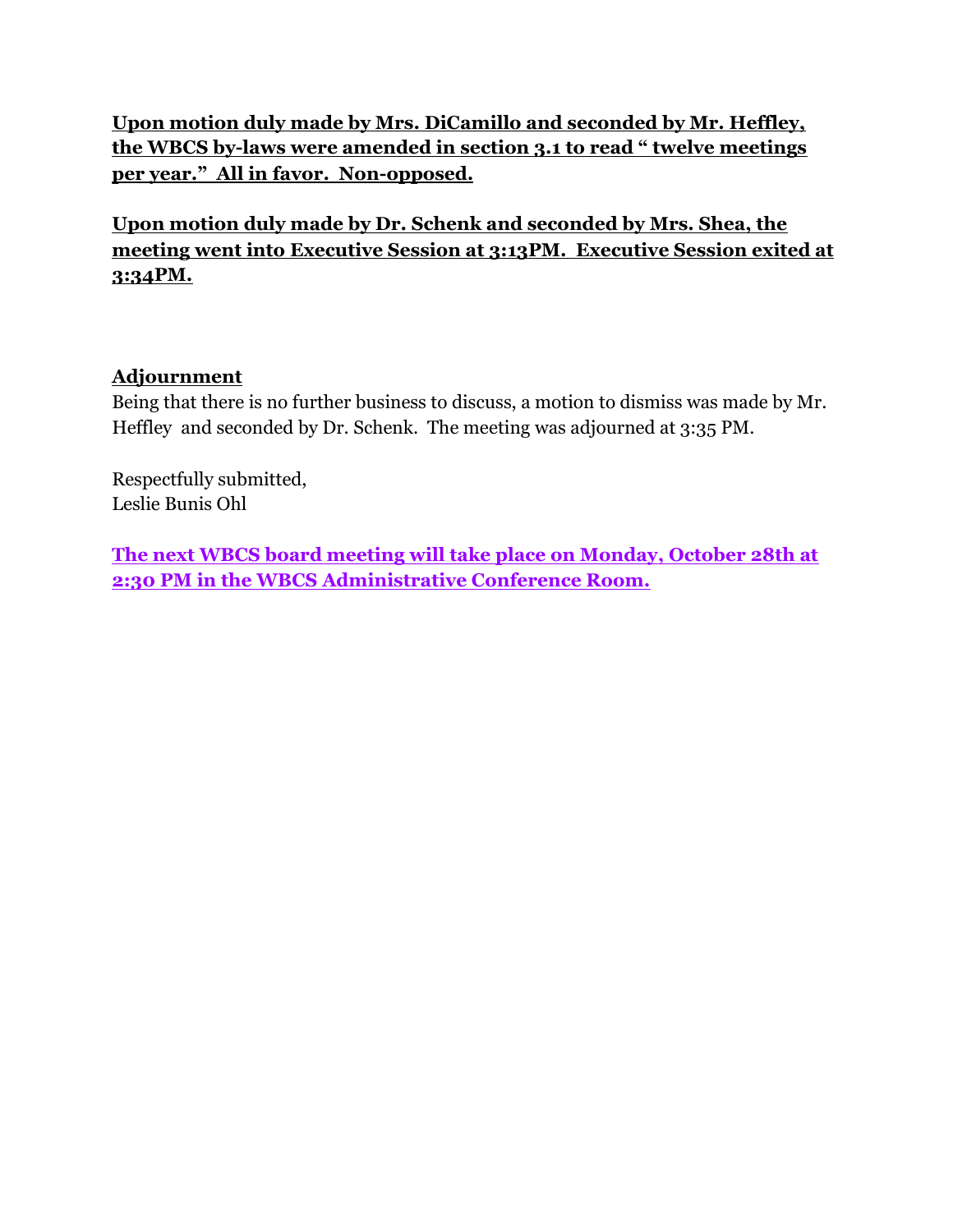**Upon motion duly made by Mrs. DiCamillo and seconded by Mr. Heffley, the WBCS by-laws were amended in section 3.1 to read " twelve meetings per year." All in favor. Non-opposed.**

**Upon motion duly made by Dr. Schenk and seconded by Mrs. Shea, the meeting went into Executive Session at 3:13PM. Executive Session exited at 3:34PM.**

## Adjournment

Being that there is no further business to discuss, a motion to dismiss was made by Mr. Heffley and seconded by Dr. Schenk. The meeting was adjourned at 3:35 PM.

Respectfully submitted,
Leslie Bunis Ohl

**The next WBCS board meeting will take place on Monday, October 28th at 2:30 PM in the WBCS Administrative Conference Room.**